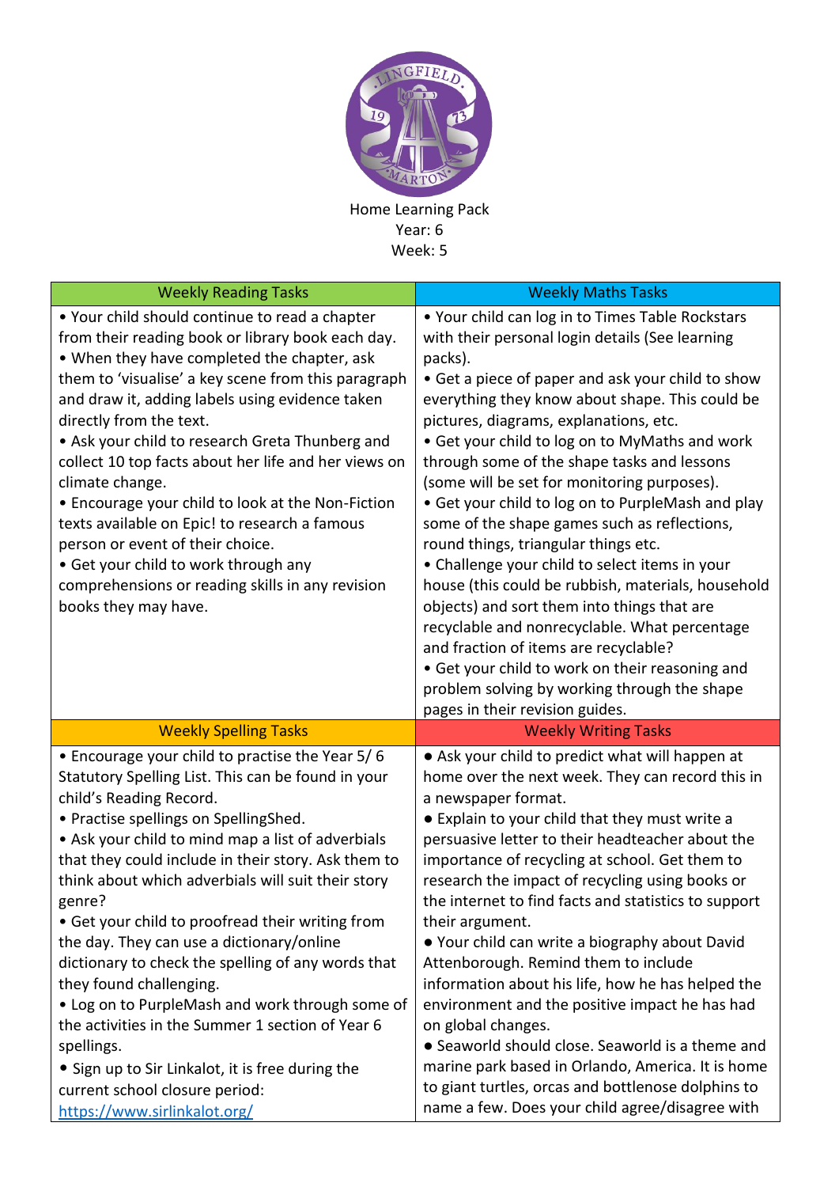Home Learning Pack
Year: 6
Week: 5

| Weekly Reading Tasks | Weekly Maths Tasks |
|---|---|
| • Your child should continue to read a chapter from their reading book or library book each day.<br>• When they have completed the chapter, ask them to 'visualise' a key scene from this paragraph and draw it, adding labels using evidence taken directly from the text.<br>• Ask your child to research Greta Thunberg and collect 10 top facts about her life and her views on climate change.<br>• Encourage your child to look at the Non-Fiction texts available on Epic! to research a famous person or event of their choice.<br>• Get your child to work through any comprehensions or reading skills in any revision books they may have. | • Your child can log in to Times Table Rockstars with their personal login details (See learning packs).<br>• Get a piece of paper and ask your child to show everything they know about shape. This could be pictures, diagrams, explanations, etc.<br>• Get your child to log on to MyMaths and work through some of the shape tasks and lessons (some will be set for monitoring purposes).<br>• Get your child to log on to PurpleMash and play some of the shape games such as reflections, round things, triangular things etc.<br>• Challenge your child to select items in your house (this could be rubbish, materials, household objects) and sort them into things that are recyclable and nonrecyclable. What percentage and fraction of items are recyclable?<br>• Get your child to work on their reasoning and problem solving by working through the shape pages in their revision guides. |
| **Weekly Spelling Tasks** | **Weekly Writing Tasks** |
| • Encourage your child to practise the Year 5/ 6 Statutory Spelling List. This can be found in your child's Reading Record.<br>• Practise spellings on SpellingShed.<br>• Ask your child to mind map a list of adverbials that they could include in their story. Ask them to think about which adverbials will suit their story genre?<br>• Get your child to proofread their writing from the day. They can use a dictionary/online dictionary to check the spelling of any words that they found challenging.<br>• Log on to PurpleMash and work through some of the activities in the Summer 1 section of Year 6 spellings.<br>• Sign up to Sir Linkalot, it is free during the current school closure period: [https://www.sirlinkalot.org/](https://www.sirlinkalot.org/) | ● Ask your child to predict what will happen at home over the next week. They can record this in a newspaper format.<br>● Explain to your child that they must write a persuasive letter to their headteacher about the importance of recycling at school. Get them to research the impact of recycling using books or the internet to find facts and statistics to support their argument.<br>● Your child can write a biography about David Attenborough. Remind them to include information about his life, how he has helped the environment and the positive impact he has had on global changes.<br>● Seaworld should close. Seaworld is a theme and marine park based in Orlando, America. It is home to giant turtles, orcas and bottlenose dolphins to name a few. Does your child agree/disagree with |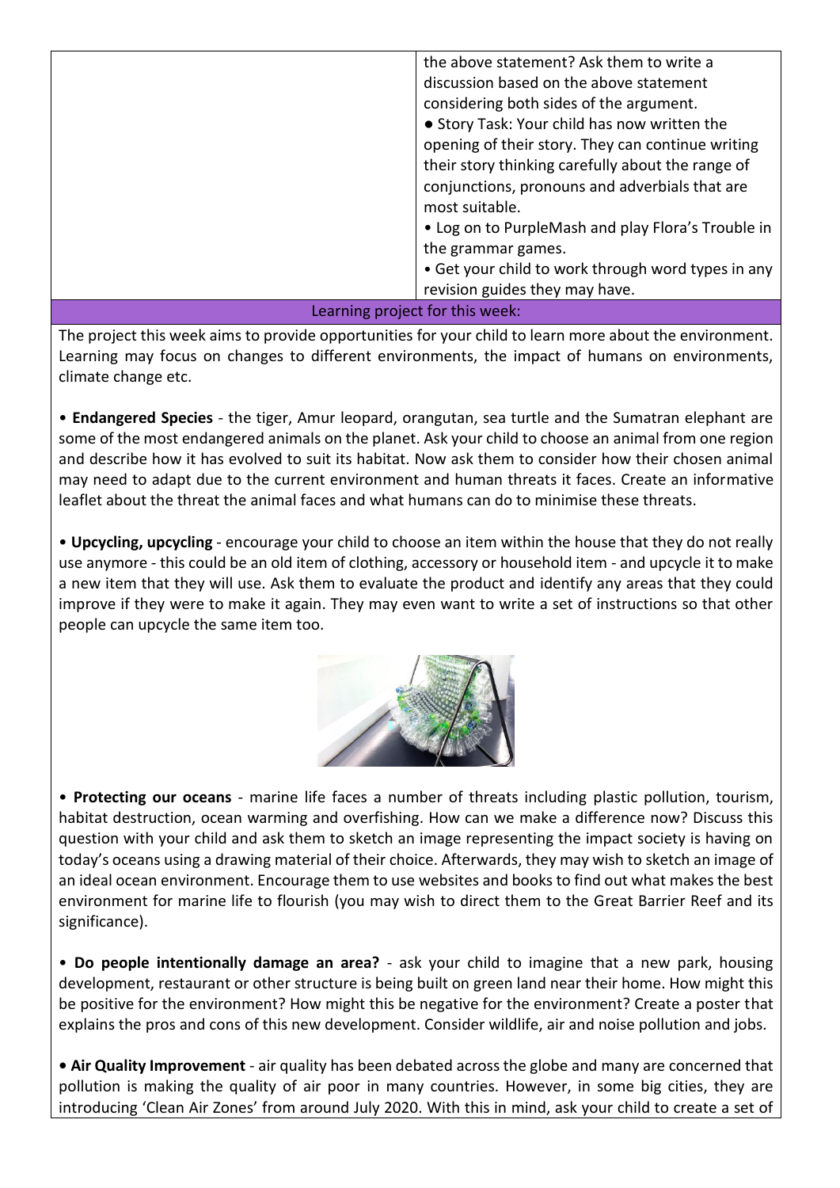| | |
|---|---|
| | the above statement? Ask them to write a discussion based on the above statement considering both sides of the argument.<br>● Story Task: Your child has now written the opening of their story. They can continue writing their story thinking carefully about the range of conjunctions, pronouns and adverbials that are most suitable.<br>• Log on to PurpleMash and play Flora's Trouble in the grammar games.<br>• Get your child to work through word types in any revision guides they may have. |

## Learning project for this week:

The project this week aims to provide opportunities for your child to learn more about the environment. Learning may focus on changes to different environments, the impact of humans on environments, climate change etc.

• **Endangered Species** - the tiger, Amur leopard, orangutan, sea turtle and the Sumatran elephant are some of the most endangered animals on the planet. Ask your child to choose an animal from one region and describe how it has evolved to suit its habitat. Now ask them to consider how their chosen animal may need to adapt due to the current environment and human threats it faces. Create an informative leaflet about the threat the animal faces and what humans can do to minimise these threats.

• **Upcycling, upcycling** - encourage your child to choose an item within the house that they do not really use anymore - this could be an old item of clothing, accessory or household item - and upcycle it to make a new item that they will use. Ask them to evaluate the product and identify any areas that they could improve if they were to make it again. They may even want to write a set of instructions so that other people can upcycle the same item too.

• **Protecting our oceans** - marine life faces a number of threats including plastic pollution, tourism, habitat destruction, ocean warming and overfishing. How can we make a difference now? Discuss this question with your child and ask them to sketch an image representing the impact society is having on today's oceans using a drawing material of their choice. Afterwards, they may wish to sketch an image of an ideal ocean environment. Encourage them to use websites and books to find out what makes the best environment for marine life to flourish (you may wish to direct them to the Great Barrier Reef and its significance).

• **Do people intentionally damage an area?** - ask your child to imagine that a new park, housing development, restaurant or other structure is being built on green land near their home. How might this be positive for the environment? How might this be negative for the environment? Create a poster that explains the pros and cons of this new development. Consider wildlife, air and noise pollution and jobs.

• **Air Quality Improvement** - air quality has been debated across the globe and many are concerned that pollution is making the quality of air poor in many countries. However, in some big cities, they are introducing 'Clean Air Zones' from around July 2020. With this in mind, ask your child to create a set of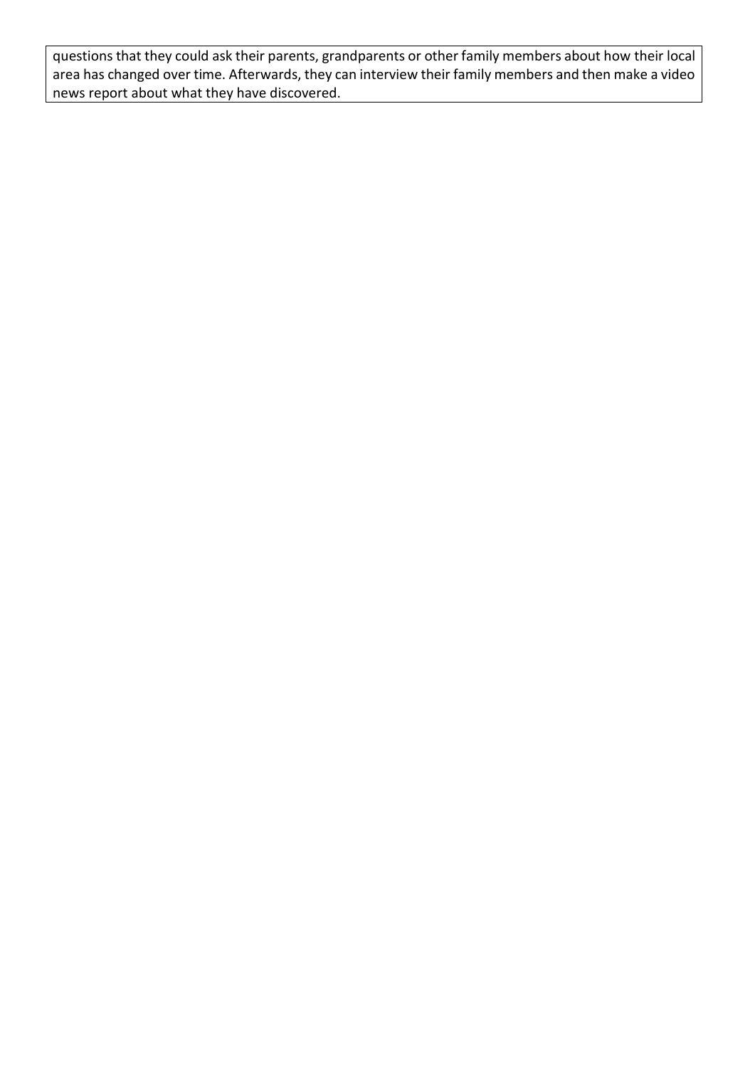questions that they could ask their parents, grandparents or other family members about how their local area has changed over time. Afterwards, they can interview their family members and then make a video news report about what they have discovered.